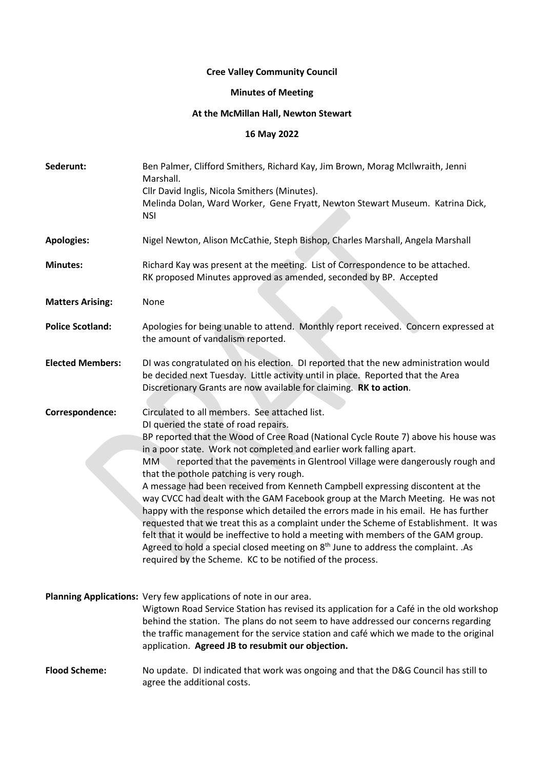**Cree Valley Community Council**

**Minutes of Meeting**

**At the McMillan Hall, Newton Stewart**

**16 May 2022**

**Sederunt:** Ben Palmer, Clifford Smithers, Richard Kay, Jim Brown, Morag McIlwraith, Jenni Marshall.
Cllr David Inglis, Nicola Smithers (Minutes).
Melinda Dolan, Ward Worker, Gene Fryatt, Newton Stewart Museum. Katrina Dick, NSI

**Apologies:** Nigel Newton, Alison McCathie, Steph Bishop, Charles Marshall, Angela Marshall

**Minutes:** Richard Kay was present at the meeting. List of Correspondence to be attached.
RK proposed Minutes approved as amended, seconded by BP. Accepted

**Matters Arising:** None

**Police Scotland:** Apologies for being unable to attend. Monthly report received. Concern expressed at the amount of vandalism reported.

**Elected Members:** DI was congratulated on his election. DI reported that the new administration would be decided next Tuesday. Little activity until in place. Reported that the Area Discretionary Grants are now available for claiming. **RK to action**.

**Correspondence:** Circulated to all members. See attached list.
DI queried the state of road repairs.
BP reported that the Wood of Cree Road (National Cycle Route 7) above his house was in a poor state. Work not completed and earlier work falling apart.
MM reported that the pavements in Glentrool Village were dangerously rough and that the pothole patching is very rough.
A message had been received from Kenneth Campbell expressing discontent at the way CVCC had dealt with the GAM Facebook group at the March Meeting. He was not happy with the response which detailed the errors made in his email. He has further requested that we treat this as a complaint under the Scheme of Establishment. It was felt that it would be ineffective to hold a meeting with members of the GAM group. Agreed to hold a special closed meeting on 8th June to address the complaint. .As required by the Scheme. KC to be notified of the process.

**Planning Applications:** Very few applications of note in our area.
Wigtown Road Service Station has revised its application for a Café in the old workshop behind the station. The plans do not seem to have addressed our concerns regarding the traffic management for the service station and café which we made to the original application. **Agreed JB to resubmit our objection.**

**Flood Scheme:** No update. DI indicated that work was ongoing and that the D&G Council has still to agree the additional costs.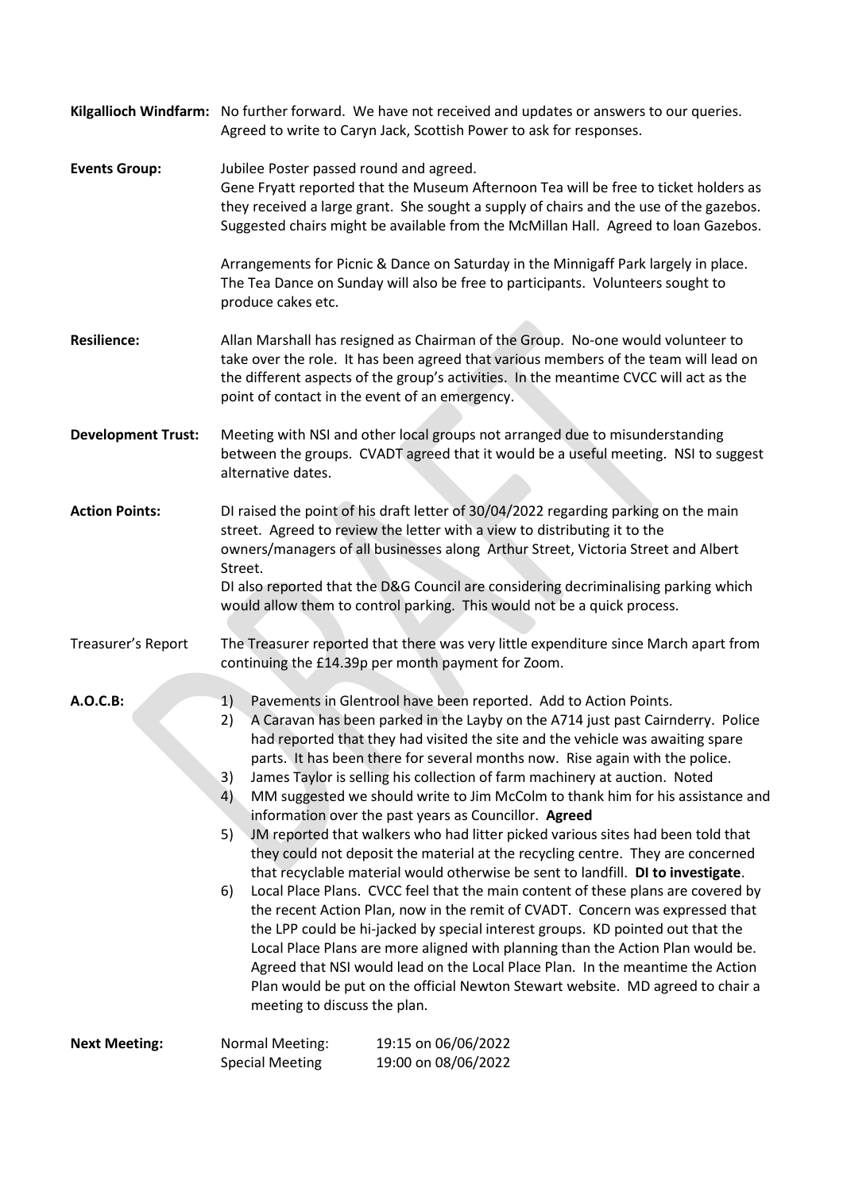**Kilgallioch Windfarm:** No further forward. We have not received and updates or answers to our queries. Agreed to write to Caryn Jack, Scottish Power to ask for responses.

**Events Group:** Jubilee Poster passed round and agreed.
Gene Fryatt reported that the Museum Afternoon Tea will be free to ticket holders as they received a large grant. She sought a supply of chairs and the use of the gazebos. Suggested chairs might be available from the McMillan Hall. Agreed to loan Gazebos.

Arrangements for Picnic & Dance on Saturday in the Minnigaff Park largely in place. The Tea Dance on Sunday will also be free to participants. Volunteers sought to produce cakes etc.

**Resilience:** Allan Marshall has resigned as Chairman of the Group. No-one would volunteer to take over the role. It has been agreed that various members of the team will lead on the different aspects of the group's activities. In the meantime CVCC will act as the point of contact in the event of an emergency.

**Development Trust:** Meeting with NSI and other local groups not arranged due to misunderstanding between the groups. CVADT agreed that it would be a useful meeting. NSI to suggest alternative dates.

**Action Points:** DI raised the point of his draft letter of 30/04/2022 regarding parking on the main street. Agreed to review the letter with a view to distributing it to the owners/managers of all businesses along Arthur Street, Victoria Street and Albert Street.
DI also reported that the D&G Council are considering decriminalising parking which would allow them to control parking. This would not be a quick process.

Treasurer's Report The Treasurer reported that there was very little expenditure since March apart from continuing the £14.39p per month payment for Zoom.

**A.O.C.B:**

1) Pavements in Glentrool have been reported. Add to Action Points.
2) A Caravan has been parked in the Layby on the A714 just past Cairnderry. Police had reported that they had visited the site and the vehicle was awaiting spare parts. It has been there for several months now. Rise again with the police.
3) James Taylor is selling his collection of farm machinery at auction. Noted
4) MM suggested we should write to Jim McColm to thank him for his assistance and information over the past years as Councillor. **Agreed**
5) JM reported that walkers who had litter picked various sites had been told that they could not deposit the material at the recycling centre. They are concerned that recyclable material would otherwise be sent to landfill. **DI to investigate**.
6) Local Place Plans. CVCC feel that the main content of these plans are covered by the recent Action Plan, now in the remit of CVADT. Concern was expressed that the LPP could be hi-jacked by special interest groups. KD pointed out that the Local Place Plans are more aligned with planning than the Action Plan would be. Agreed that NSI would lead on the Local Place Plan. In the meantime the Action Plan would be put on the official Newton Stewart website. MD agreed to chair a meeting to discuss the plan.

**Next Meeting:**

| | |
|---|---|
| Normal Meeting: | 19:15 on 06/06/2022 |
| Special Meeting | 19:00 on 08/06/2022 |